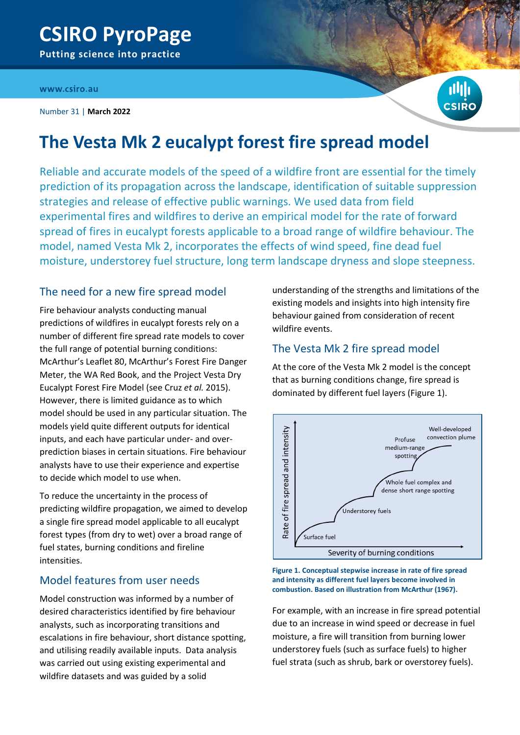# CSIRO PyroPage

**Putting science into practice**

www.csiro.au

Number 31 | **March 2022**

# The Vesta Mk 2 eucalypt forest fire spread model

Reliable and accurate models of the speed of a wildfire front are essential for the timely prediction of its propagation across the landscape, identification of suitable suppression strategies and release of effective public warnings. We used data from field experimental fires and wildfires to derive an empirical model for the rate of forward spread of fires in eucalypt forests applicable to a broad range of wildfire behaviour. The model, named Vesta Mk 2, incorporates the effects of wind speed, fine dead fuel moisture, understorey fuel structure, long term landscape dryness and slope steepness.

## The need for a new fire spread model

Fire behaviour analysts conducting manual predictions of wildfires in eucalypt forests rely on a number of different fire spread rate models to cover the full range of potential burning conditions: McArthur's Leaflet 80, McArthur's Forest Fire Danger Meter, the WA Red Book, and the Project Vesta Dry Eucalypt Forest Fire Model (see Cruz *et al.* 2015). However, there is limited guidance as to which model should be used in any particular situation. The models yield quite different outputs for identical inputs, and each have particular under- and over-prediction biases in certain situations. Fire behaviour analysts have to use their experience and expertise to decide which model to use when.

To reduce the uncertainty in the process of predicting wildfire propagation, we aimed to develop a single fire spread model applicable to all eucalypt forest types (from dry to wet) over a broad range of fuel states, burning conditions and fireline intensities.

## Model features from user needs

Model construction was informed by a number of desired characteristics identified by fire behaviour analysts, such as incorporating transitions and escalations in fire behaviour, short distance spotting, and utilising readily available inputs. Data analysis was carried out using existing experimental and wildfire datasets and was guided by a solid understanding of the strengths and limitations of the existing models and insights into high intensity fire behaviour gained from consideration of recent wildfire events.

## The Vesta Mk 2 fire spread model

At the core of the Vesta Mk 2 model is the concept that as burning conditions change, fire spread is dominated by different fuel layers (Figure 1).

**Figure 1. Conceptual stepwise increase in rate of fire spread and intensity as different fuel layers become involved in combustion. Based on illustration from McArthur (1967).**

For example, with an increase in fire spread potential due to an increase in wind speed or decrease in fuel moisture, a fire will transition from burning lower understorey fuels (such as surface fuels) to higher fuel strata (such as shrub, bark or overstorey fuels).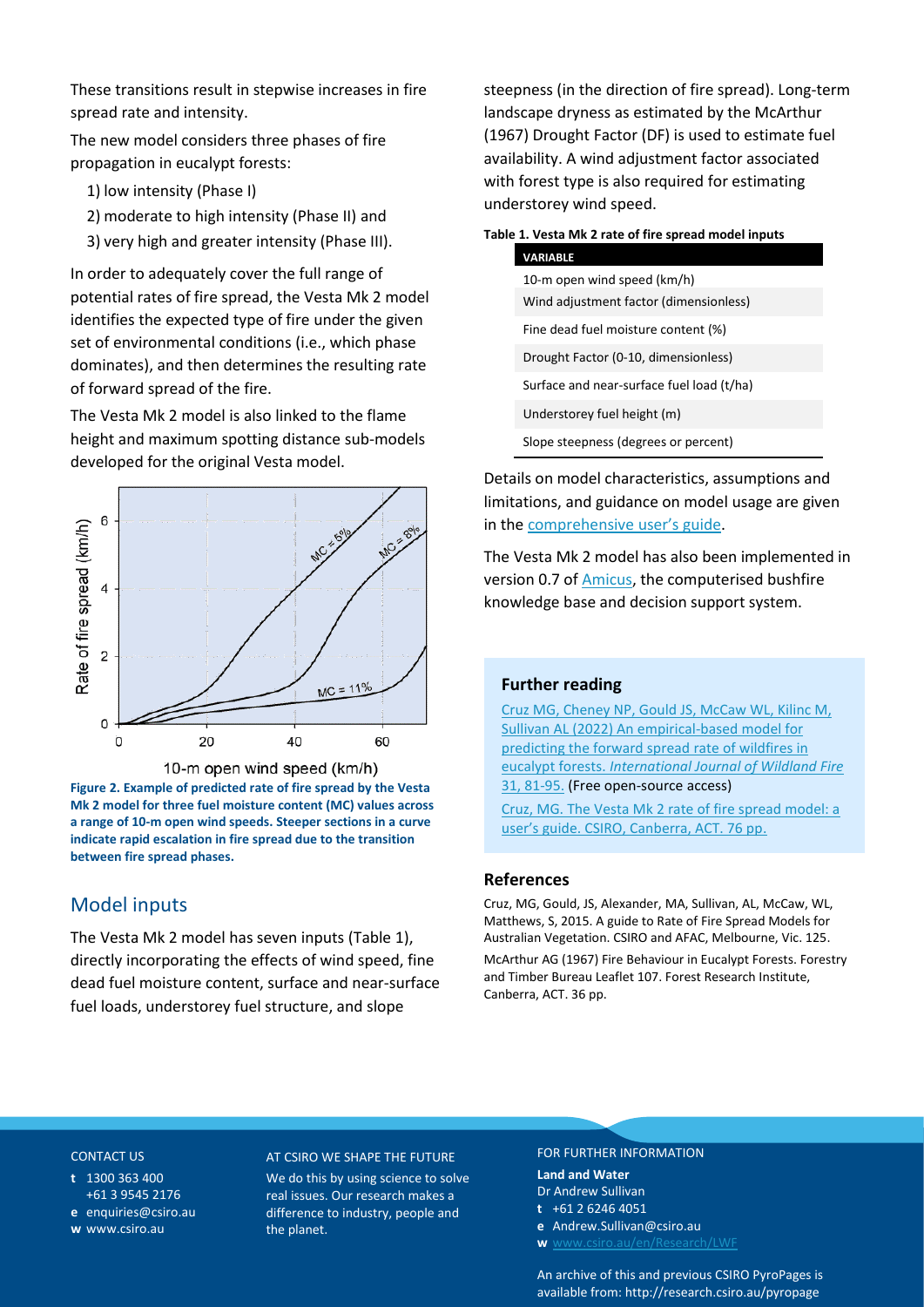These transitions result in stepwise increases in fire spread rate and intensity.

The new model considers three phases of fire propagation in eucalypt forests:

1) low intensity (Phase I)
2) moderate to high intensity (Phase II) and
3) very high and greater intensity (Phase III).

In order to adequately cover the full range of potential rates of fire spread, the Vesta Mk 2 model identifies the expected type of fire under the given set of environmental conditions (i.e., which phase dominates), and then determines the resulting rate of forward spread of the fire.

The Vesta Mk 2 model is also linked to the flame height and maximum spotting distance sub-models developed for the original Vesta model.

Rate of fire spread (km/h)
6
4
2
0
0
20
40
60
10-m open wind speed (km/h)
MC = 5%
MC = 8%
MC = 11%

**Figure 2. Example of predicted rate of fire spread by the Vesta Mk 2 model for three fuel moisture content (MC) values across a range of 10-m open wind speeds. Steeper sections in a curve indicate rapid escalation in fire spread due to the transition between fire spread phases.**

## Model inputs

The Vesta Mk 2 model has seven inputs (Table 1), directly incorporating the effects of wind speed, fine dead fuel moisture content, surface and near-surface fuel loads, understorey fuel structure, and slope steepness (in the direction of fire spread). Long-term landscape dryness as estimated by the McArthur (1967) Drought Factor (DF) is used to estimate fuel availability. A wind adjustment factor associated with forest type is also required for estimating understorey wind speed.

**Table 1. Vesta Mk 2 rate of fire spread model inputs**

| VARIABLE |
|---|
| 10-m open wind speed (km/h) |
| Wind adjustment factor (dimensionless) |
| Fine dead fuel moisture content (%) |
| Drought Factor (0-10, dimensionless) |
| Surface and near-surface fuel load (t/ha) |
| Understorey fuel height (m) |
| Slope steepness (degrees or percent) |

Details on model characteristics, assumptions and limitations, and guidance on model usage are given in the comprehensive user's guide.

The Vesta Mk 2 model has also been implemented in version 0.7 of Amicus, the computerised bushfire knowledge base and decision support system.

### Further reading

Cruz MG, Cheney NP, Gould JS, McCaw WL, Kilinc M, Sullivan AL (2022) An empirical-based model for predicting the forward spread rate of wildfires in eucalypt forests. *International Journal of Wildland Fire* 31, 81-95. (Free open-source access)

Cruz, MG. The Vesta Mk 2 rate of fire spread model: a user's guide. CSIRO, Canberra, ACT. 76 pp.

### References

Cruz, MG, Gould, JS, Alexander, MA, Sullivan, AL, McCaw, WL, Matthews, S, 2015. A guide to Rate of Fire Spread Models for Australian Vegetation. CSIRO and AFAC, Melbourne, Vic. 125.

McArthur AG (1967) Fire Behaviour in Eucalypt Forests. Forestry and Timber Bureau Leaflet 107. Forest Research Institute, Canberra, ACT. 36 pp.

CONTACT US
**t** 1300 363 400
+61 3 9545 2176
**e** enquiries@csiro.au
**w** www.csiro.au

AT CSIRO WE SHAPE THE FUTURE
We do this by using science to solve real issues. Our research makes a difference to industry, people and the planet.

FOR FURTHER INFORMATION
**Land and Water**
Dr Andrew Sullivan
**t** +61 2 6246 4051
**e** Andrew.Sullivan@csiro.au
**w** www.csiro.au/en/Research/LWF

An archive of this and previous CSIRO PyroPages is available from: http://research.csiro.au/pyropage